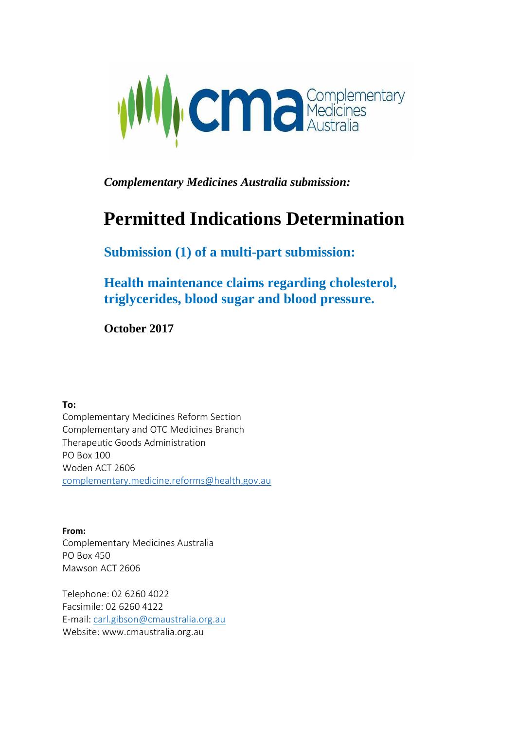*Complementary Medicines Australia submission:*

# Permitted Indications Determination

## Submission (1) of a multi-part submission:

## Health maintenance claims regarding cholesterol, triglycerides, blood sugar and blood pressure.

**October 2017**

**To:**
Complementary Medicines Reform Section
Complementary and OTC Medicines Branch
Therapeutic Goods Administration
PO Box 100
Woden ACT 2606
complementary.medicine.reforms@health.gov.au

**From:**
Complementary Medicines Australia
PO Box 450
Mawson ACT 2606

Telephone: 02 6260 4022
Facsimile: 02 6260 4122
E-mail: carl.gibson@cmaustralia.org.au
Website: www.cmaustralia.org.au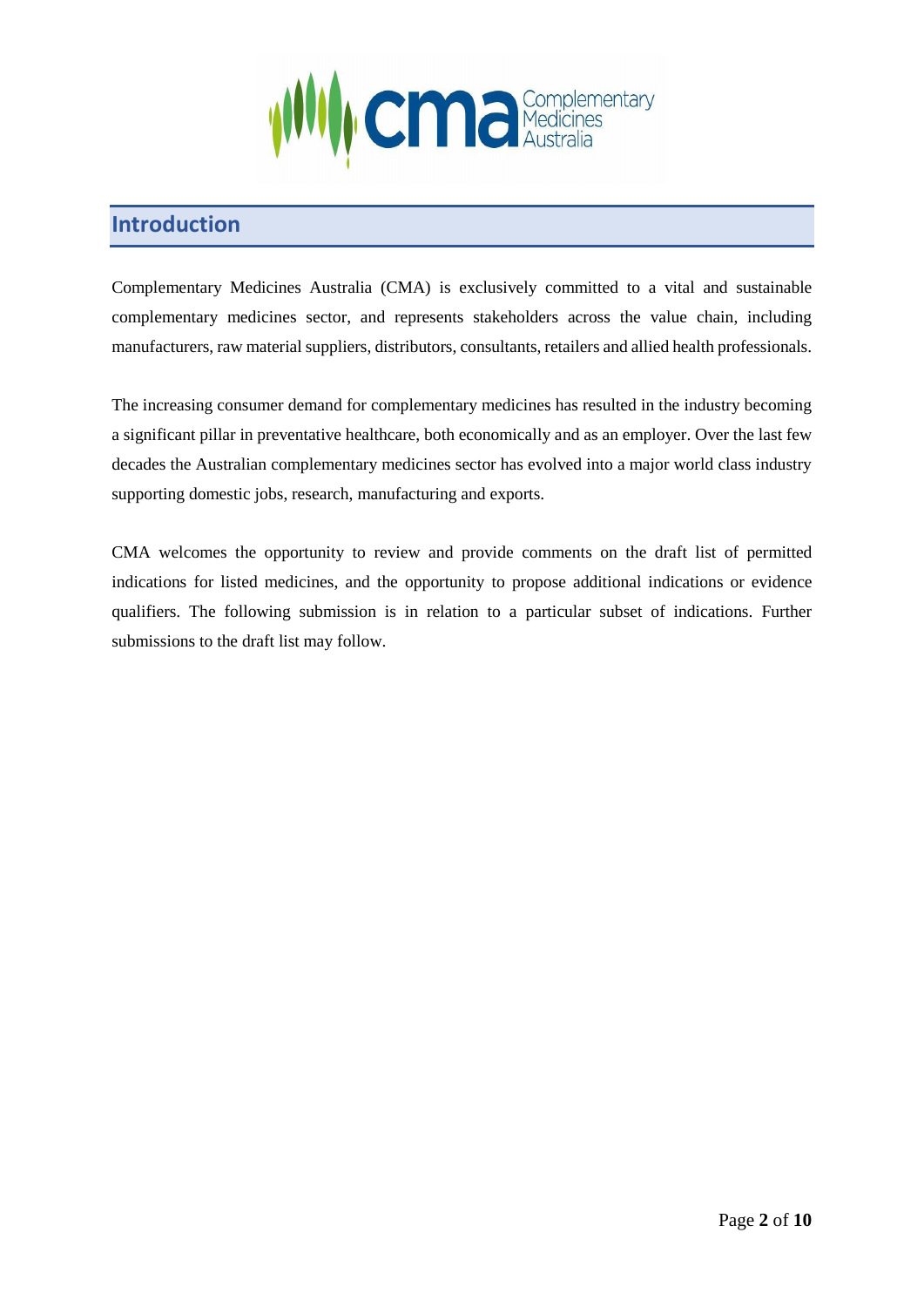## Introduction

Complementary Medicines Australia (CMA) is exclusively committed to a vital and sustainable complementary medicines sector, and represents stakeholders across the value chain, including manufacturers, raw material suppliers, distributors, consultants, retailers and allied health professionals.

The increasing consumer demand for complementary medicines has resulted in the industry becoming a significant pillar in preventative healthcare, both economically and as an employer. Over the last few decades the Australian complementary medicines sector has evolved into a major world class industry supporting domestic jobs, research, manufacturing and exports.

CMA welcomes the opportunity to review and provide comments on the draft list of permitted indications for listed medicines, and the opportunity to propose additional indications or evidence qualifiers. The following submission is in relation to a particular subset of indications. Further submissions to the draft list may follow.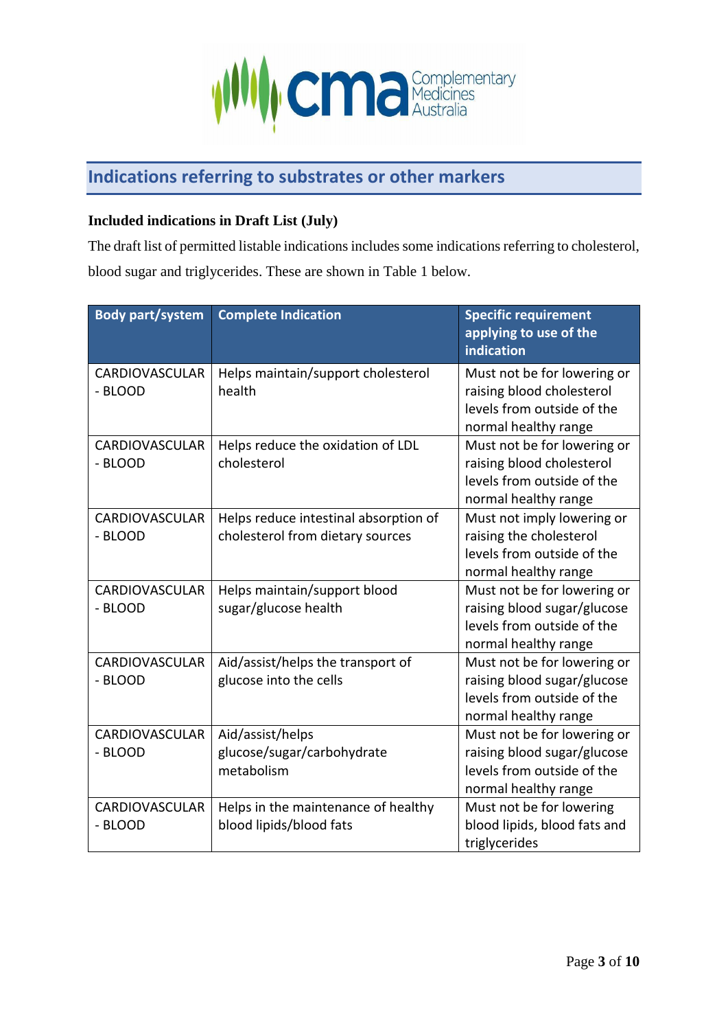## Indications referring to substrates or other markers

**Included indications in Draft List (July)**

The draft list of permitted listable indications includes some indications referring to cholesterol, blood sugar and triglycerides. These are shown in Table 1 below.

| Body part/system | Complete Indication | Specific requirement applying to use of the indication |
|---|---|---|
| CARDIOVASCULAR - BLOOD | Helps maintain/support cholesterol health | Must not be for lowering or raising blood cholesterol levels from outside of the normal healthy range |
| CARDIOVASCULAR - BLOOD | Helps reduce the oxidation of LDL cholesterol | Must not be for lowering or raising blood cholesterol levels from outside of the normal healthy range |
| CARDIOVASCULAR - BLOOD | Helps reduce intestinal absorption of cholesterol from dietary sources | Must not imply lowering or raising the cholesterol levels from outside of the normal healthy range |
| CARDIOVASCULAR - BLOOD | Helps maintain/support blood sugar/glucose health | Must not be for lowering or raising blood sugar/glucose levels from outside of the normal healthy range |
| CARDIOVASCULAR - BLOOD | Aid/assist/helps the transport of glucose into the cells | Must not be for lowering or raising blood sugar/glucose levels from outside of the normal healthy range |
| CARDIOVASCULAR - BLOOD | Aid/assist/helps glucose/sugar/carbohydrate metabolism | Must not be for lowering or raising blood sugar/glucose levels from outside of the normal healthy range |
| CARDIOVASCULAR - BLOOD | Helps in the maintenance of healthy blood lipids/blood fats | Must not be for lowering blood lipids, blood fats and triglycerides |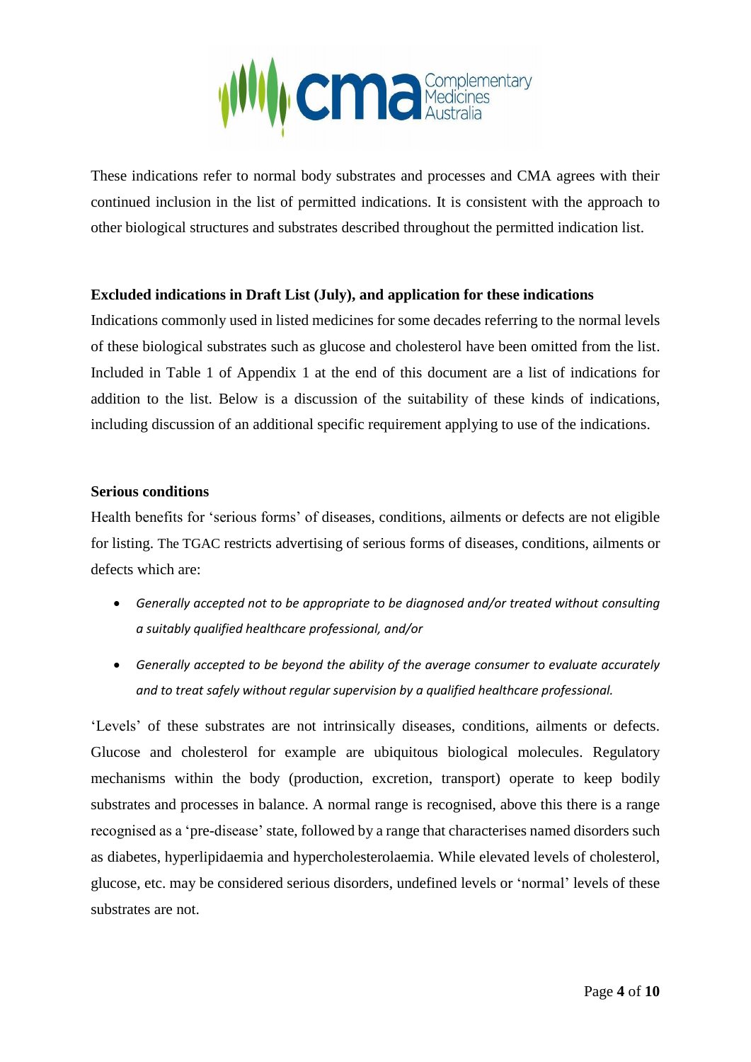These indications refer to normal body substrates and processes and CMA agrees with their continued inclusion in the list of permitted indications. It is consistent with the approach to other biological structures and substrates described throughout the permitted indication list.

**Excluded indications in Draft List (July), and application for these indications**

Indications commonly used in listed medicines for some decades referring to the normal levels of these biological substrates such as glucose and cholesterol have been omitted from the list. Included in Table 1 of Appendix 1 at the end of this document are a list of indications for addition to the list. Below is a discussion of the suitability of these kinds of indications, including discussion of an additional specific requirement applying to use of the indications.

**Serious conditions**

Health benefits for 'serious forms' of diseases, conditions, ailments or defects are not eligible for listing. The TGAC restricts advertising of serious forms of diseases, conditions, ailments or defects which are:

- *Generally accepted not to be appropriate to be diagnosed and/or treated without consulting a suitably qualified healthcare professional, and/or*
- *Generally accepted to be beyond the ability of the average consumer to evaluate accurately and to treat safely without regular supervision by a qualified healthcare professional.*

'Levels' of these substrates are not intrinsically diseases, conditions, ailments or defects. Glucose and cholesterol for example are ubiquitous biological molecules. Regulatory mechanisms within the body (production, excretion, transport) operate to keep bodily substrates and processes in balance. A normal range is recognised, above this there is a range recognised as a 'pre-disease' state, followed by a range that characterises named disorders such as diabetes, hyperlipidaemia and hypercholesterolaemia. While elevated levels of cholesterol, glucose, etc. may be considered serious disorders, undefined levels or 'normal' levels of these substrates are not.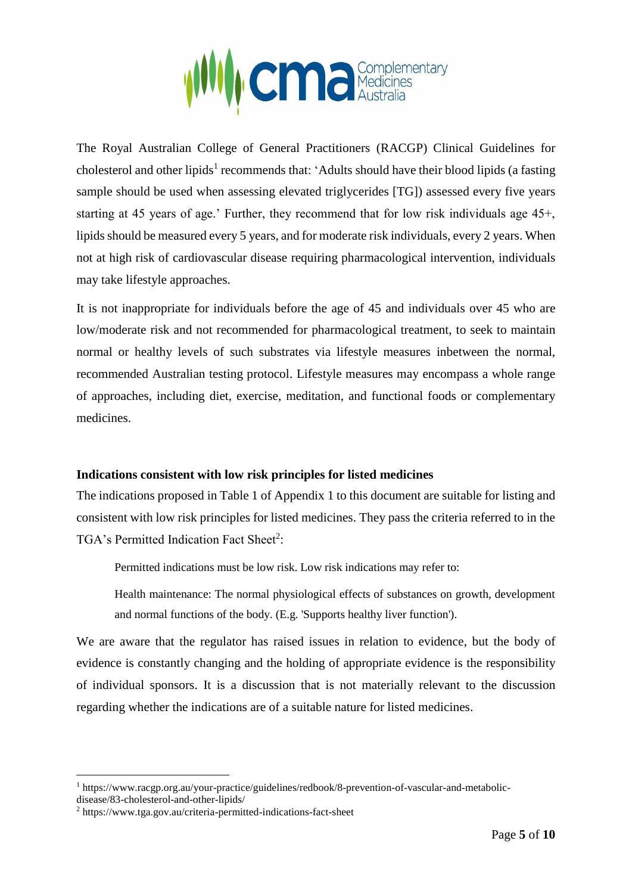The Royal Australian College of General Practitioners (RACGP) Clinical Guidelines for cholesterol and other lipids[1] recommends that: 'Adults should have their blood lipids (a fasting sample should be used when assessing elevated triglycerides [TG]) assessed every five years starting at 45 years of age.' Further, they recommend that for low risk individuals age 45+, lipids should be measured every 5 years, and for moderate risk individuals, every 2 years. When not at high risk of cardiovascular disease requiring pharmacological intervention, individuals may take lifestyle approaches.

It is not inappropriate for individuals before the age of 45 and individuals over 45 who are low/moderate risk and not recommended for pharmacological treatment, to seek to maintain normal or healthy levels of such substrates via lifestyle measures inbetween the normal, recommended Australian testing protocol. Lifestyle measures may encompass a whole range of approaches, including diet, exercise, meditation, and functional foods or complementary medicines.

**Indications consistent with low risk principles for listed medicines**

The indications proposed in Table 1 of Appendix 1 to this document are suitable for listing and consistent with low risk principles for listed medicines. They pass the criteria referred to in the TGA's Permitted Indication Fact Sheet[2]:

> Permitted indications must be low risk. Low risk indications may refer to:
>
> Health maintenance: The normal physiological effects of substances on growth, development and normal functions of the body. (E.g. 'Supports healthy liver function').

We are aware that the regulator has raised issues in relation to evidence, but the body of evidence is constantly changing and the holding of appropriate evidence is the responsibility of individual sponsors. It is a discussion that is not materially relevant to the discussion regarding whether the indications are of a suitable nature for listed medicines.

---

[1] https://www.racgp.org.au/your-practice/guidelines/redbook/8-prevention-of-vascular-and-metabolic-disease/83-cholesterol-and-other-lipids/

[2] https://www.tga.gov.au/criteria-permitted-indications-fact-sheet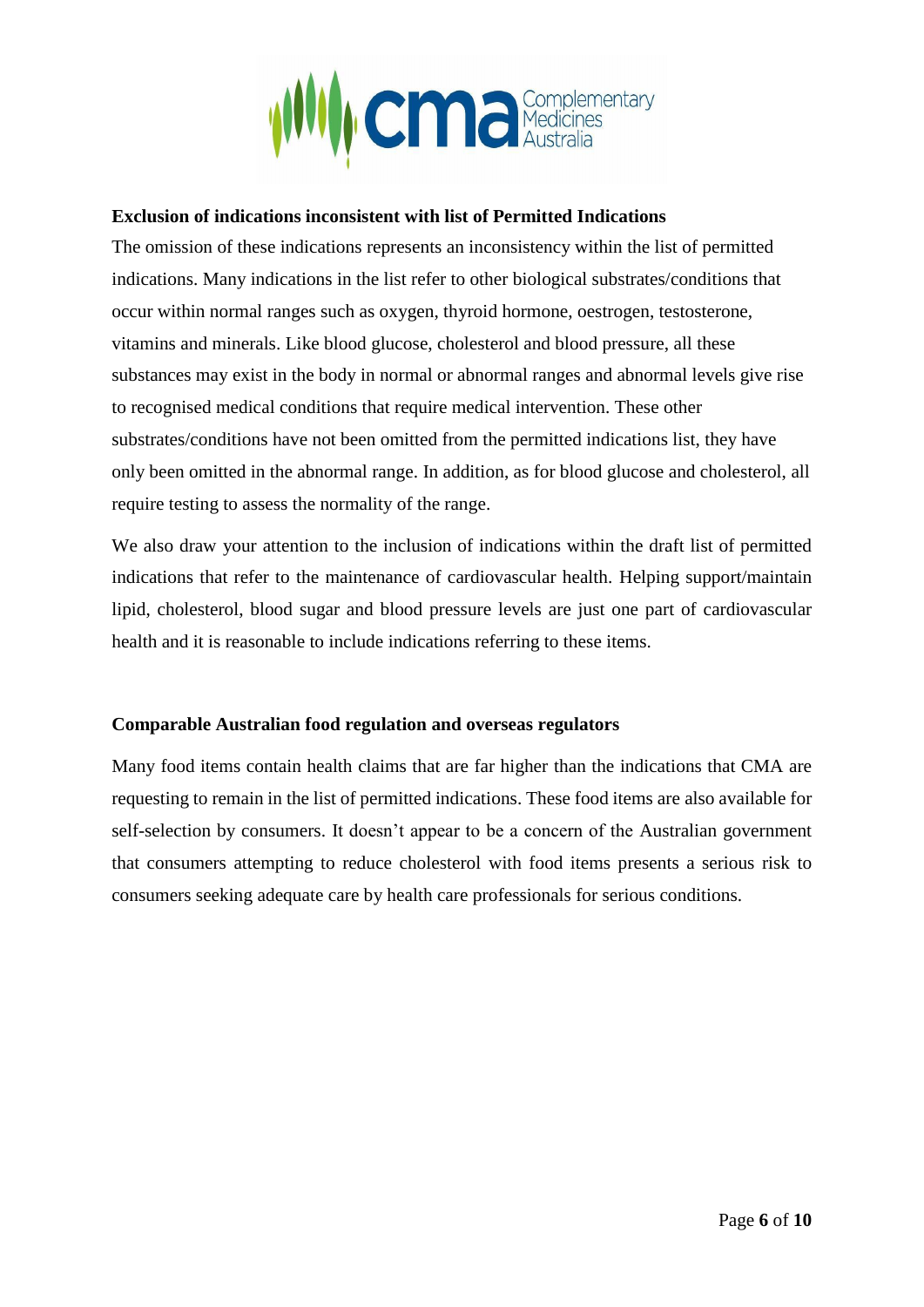**Exclusion of indications inconsistent with list of Permitted Indications**

The omission of these indications represents an inconsistency within the list of permitted indications. Many indications in the list refer to other biological substrates/conditions that occur within normal ranges such as oxygen, thyroid hormone, oestrogen, testosterone, vitamins and minerals. Like blood glucose, cholesterol and blood pressure, all these substances may exist in the body in normal or abnormal ranges and abnormal levels give rise to recognised medical conditions that require medical intervention. These other substrates/conditions have not been omitted from the permitted indications list, they have only been omitted in the abnormal range. In addition, as for blood glucose and cholesterol, all require testing to assess the normality of the range.

We also draw your attention to the inclusion of indications within the draft list of permitted indications that refer to the maintenance of cardiovascular health. Helping support/maintain lipid, cholesterol, blood sugar and blood pressure levels are just one part of cardiovascular health and it is reasonable to include indications referring to these items.

**Comparable Australian food regulation and overseas regulators**

Many food items contain health claims that are far higher than the indications that CMA are requesting to remain in the list of permitted indications. These food items are also available for self-selection by consumers. It doesn't appear to be a concern of the Australian government that consumers attempting to reduce cholesterol with food items presents a serious risk to consumers seeking adequate care by health care professionals for serious conditions.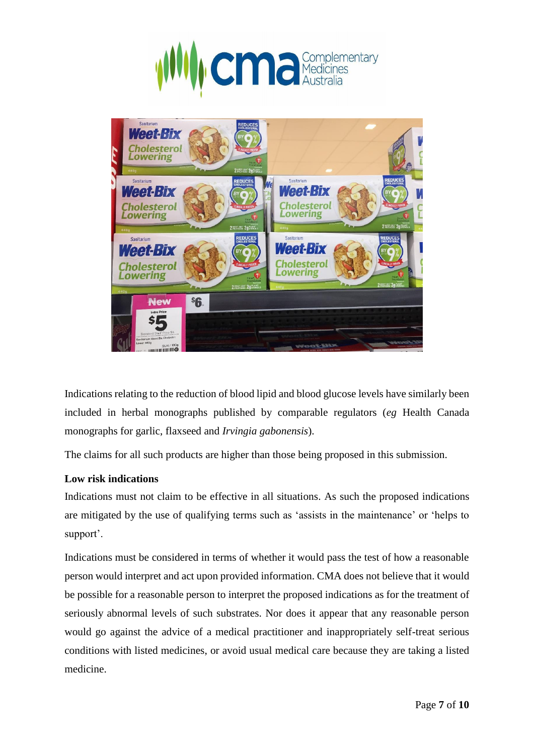Indications relating to the reduction of blood lipid and blood glucose levels have similarly been included in herbal monographs published by comparable regulators (*eg* Health Canada monographs for garlic, flaxseed and *Irvingia gabonensis*).

The claims for all such products are higher than those being proposed in this submission.

**Low risk indications**

Indications must not claim to be effective in all situations. As such the proposed indications are mitigated by the use of qualifying terms such as 'assists in the maintenance' or 'helps to support'.

Indications must be considered in terms of whether it would pass the test of how a reasonable person would interpret and act upon provided information. CMA does not believe that it would be possible for a reasonable person to interpret the proposed indications as for the treatment of seriously abnormal levels of such substrates. Nor does it appear that any reasonable person would go against the advice of a medical practitioner and inappropriately self-treat serious conditions with listed medicines, or avoid usual medical care because they are taking a listed medicine.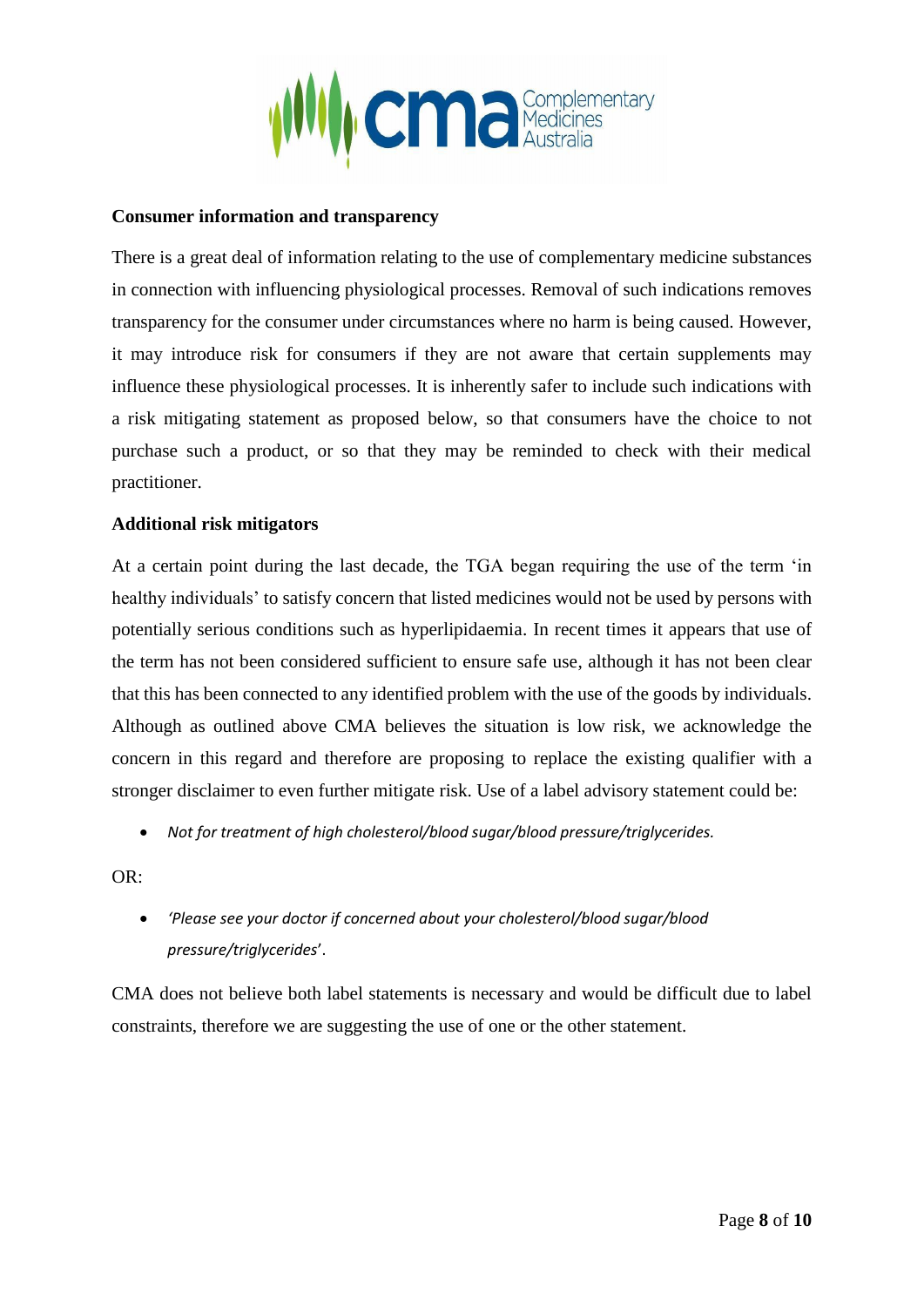**Consumer information and transparency**

There is a great deal of information relating to the use of complementary medicine substances in connection with influencing physiological processes. Removal of such indications removes transparency for the consumer under circumstances where no harm is being caused. However, it may introduce risk for consumers if they are not aware that certain supplements may influence these physiological processes. It is inherently safer to include such indications with a risk mitigating statement as proposed below, so that consumers have the choice to not purchase such a product, or so that they may be reminded to check with their medical practitioner.

**Additional risk mitigators**

At a certain point during the last decade, the TGA began requiring the use of the term 'in healthy individuals' to satisfy concern that listed medicines would not be used by persons with potentially serious conditions such as hyperlipidaemia. In recent times it appears that use of the term has not been considered sufficient to ensure safe use, although it has not been clear that this has been connected to any identified problem with the use of the goods by individuals. Although as outlined above CMA believes the situation is low risk, we acknowledge the concern in this regard and therefore are proposing to replace the existing qualifier with a stronger disclaimer to even further mitigate risk. Use of a label advisory statement could be:

- *Not for treatment of high cholesterol/blood sugar/blood pressure/triglycerides.*

OR:

- *'Please see your doctor if concerned about your cholesterol/blood sugar/blood pressure/triglycerides'*.

CMA does not believe both label statements is necessary and would be difficult due to label constraints, therefore we are suggesting the use of one or the other statement.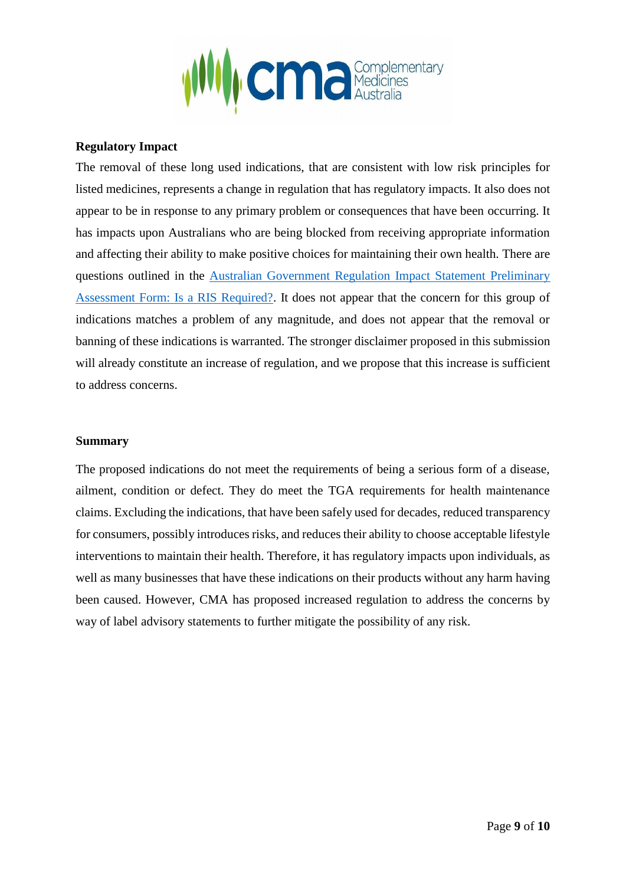### Regulatory Impact

The removal of these long used indications, that are consistent with low risk principles for listed medicines, represents a change in regulation that has regulatory impacts. It also does not appear to be in response to any primary problem or consequences that have been occurring. It has impacts upon Australians who are being blocked from receiving appropriate information and affecting their ability to make positive choices for maintaining their own health. There are questions outlined in the [Australian Government Regulation Impact Statement Preliminary Assessment Form: Is a RIS Required?](). It does not appear that the concern for this group of indications matches a problem of any magnitude, and does not appear that the removal or banning of these indications is warranted. The stronger disclaimer proposed in this submission will already constitute an increase of regulation, and we propose that this increase is sufficient to address concerns.

### Summary

The proposed indications do not meet the requirements of being a serious form of a disease, ailment, condition or defect. They do meet the TGA requirements for health maintenance claims. Excluding the indications, that have been safely used for decades, reduced transparency for consumers, possibly introduces risks, and reduces their ability to choose acceptable lifestyle interventions to maintain their health. Therefore, it has regulatory impacts upon individuals, as well as many businesses that have these indications on their products without any harm having been caused. However, CMA has proposed increased regulation to address the concerns by way of label advisory statements to further mitigate the possibility of any risk.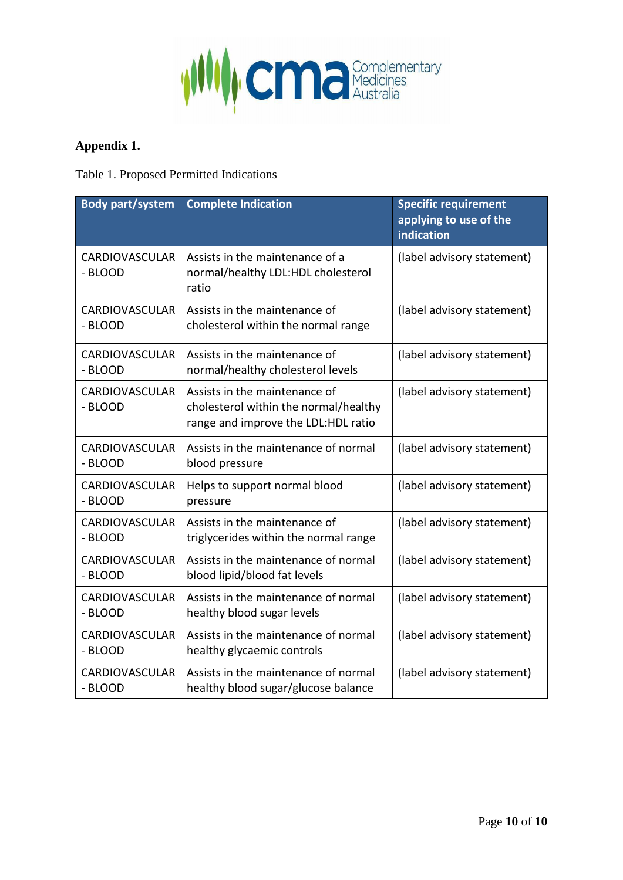**Appendix 1.**

Table 1. Proposed Permitted Indications

| Body part/system | Complete Indication | Specific requirement applying to use of the indication |
|---|---|---|
| CARDIOVASCULAR - BLOOD | Assists in the maintenance of a normal/healthy LDL:HDL cholesterol ratio | (label advisory statement) |
| CARDIOVASCULAR - BLOOD | Assists in the maintenance of cholesterol within the normal range | (label advisory statement) |
| CARDIOVASCULAR - BLOOD | Assists in the maintenance of normal/healthy cholesterol levels | (label advisory statement) |
| CARDIOVASCULAR - BLOOD | Assists in the maintenance of cholesterol within the normal/healthy range and improve the LDL:HDL ratio | (label advisory statement) |
| CARDIOVASCULAR - BLOOD | Assists in the maintenance of normal blood pressure | (label advisory statement) |
| CARDIOVASCULAR - BLOOD | Helps to support normal blood pressure | (label advisory statement) |
| CARDIOVASCULAR - BLOOD | Assists in the maintenance of triglycerides within the normal range | (label advisory statement) |
| CARDIOVASCULAR - BLOOD | Assists in the maintenance of normal blood lipid/blood fat levels | (label advisory statement) |
| CARDIOVASCULAR - BLOOD | Assists in the maintenance of normal healthy blood sugar levels | (label advisory statement) |
| CARDIOVASCULAR - BLOOD | Assists in the maintenance of normal healthy glycaemic controls | (label advisory statement) |
| CARDIOVASCULAR - BLOOD | Assists in the maintenance of normal healthy blood sugar/glucose balance | (label advisory statement) |